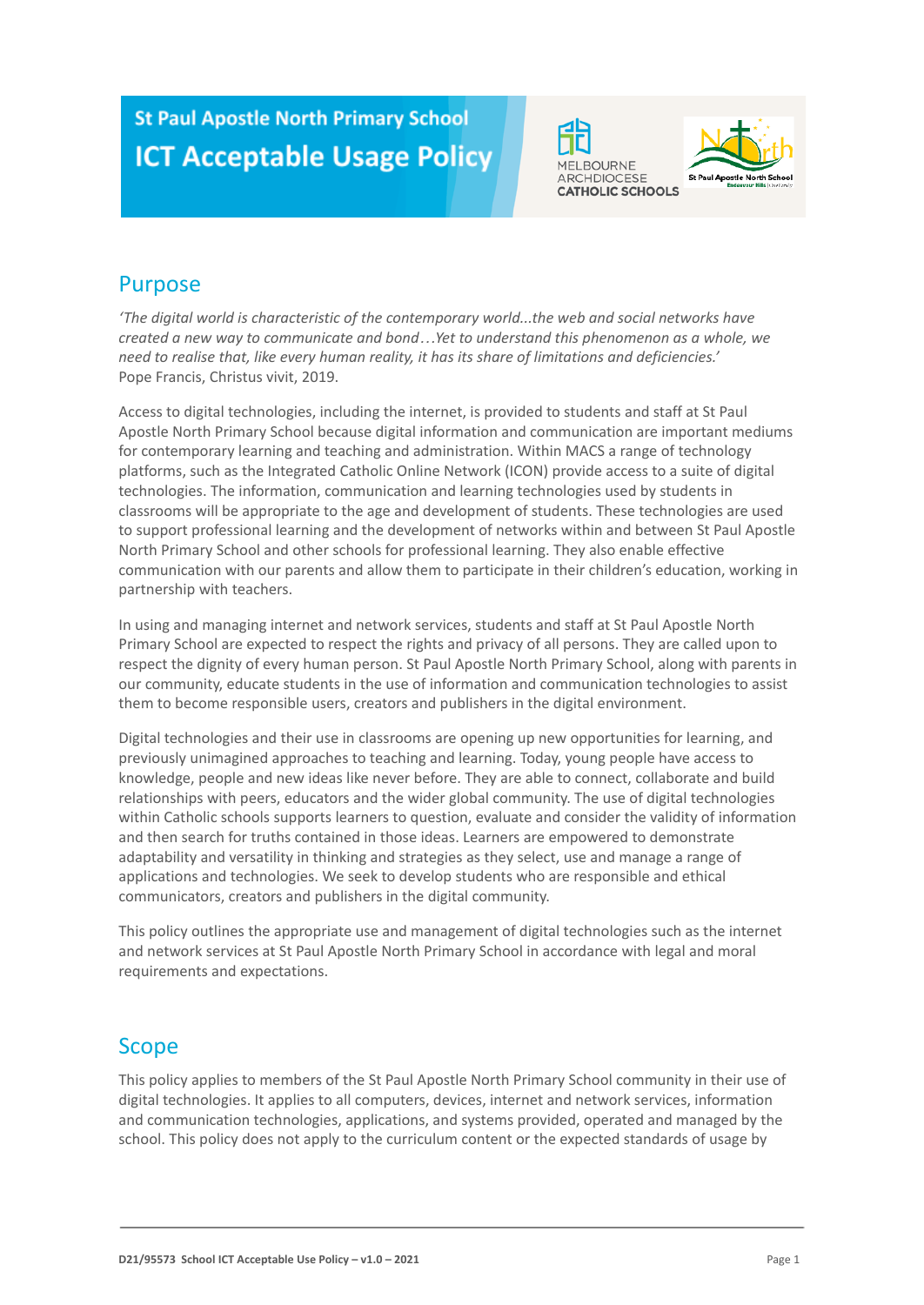# St Paul Apostle North Primary School
# ICT Acceptable Usage Policy

## Purpose

*'The digital world is characteristic of the contemporary world...the web and social networks have created a new way to communicate and bond…Yet to understand this phenomenon as a whole, we need to realise that, like every human reality, it has its share of limitations and deficiencies.'*
Pope Francis, Christus vivit, 2019.

Access to digital technologies, including the internet, is provided to students and staff at St Paul Apostle North Primary School because digital information and communication are important mediums for contemporary learning and teaching and administration. Within MACS a range of technology platforms, such as the Integrated Catholic Online Network (ICON) provide access to a suite of digital technologies. The information, communication and learning technologies used by students in classrooms will be appropriate to the age and development of students. These technologies are used to support professional learning and the development of networks within and between St Paul Apostle North Primary School and other schools for professional learning. They also enable effective communication with our parents and allow them to participate in their children's education, working in partnership with teachers.

In using and managing internet and network services, students and staff at St Paul Apostle North Primary School are expected to respect the rights and privacy of all persons. They are called upon to respect the dignity of every human person. St Paul Apostle North Primary School, along with parents in our community, educate students in the use of information and communication technologies to assist them to become responsible users, creators and publishers in the digital environment.

Digital technologies and their use in classrooms are opening up new opportunities for learning, and previously unimagined approaches to teaching and learning. Today, young people have access to knowledge, people and new ideas like never before. They are able to connect, collaborate and build relationships with peers, educators and the wider global community. The use of digital technologies within Catholic schools supports learners to question, evaluate and consider the validity of information and then search for truths contained in those ideas. Learners are empowered to demonstrate adaptability and versatility in thinking and strategies as they select, use and manage a range of applications and technologies. We seek to develop students who are responsible and ethical communicators, creators and publishers in the digital community.

This policy outlines the appropriate use and management of digital technologies such as the internet and network services at St Paul Apostle North Primary School in accordance with legal and moral requirements and expectations.

## Scope

This policy applies to members of the St Paul Apostle North Primary School community in their use of digital technologies. It applies to all computers, devices, internet and network services, information and communication technologies, applications, and systems provided, operated and managed by the school. This policy does not apply to the curriculum content or the expected standards of usage by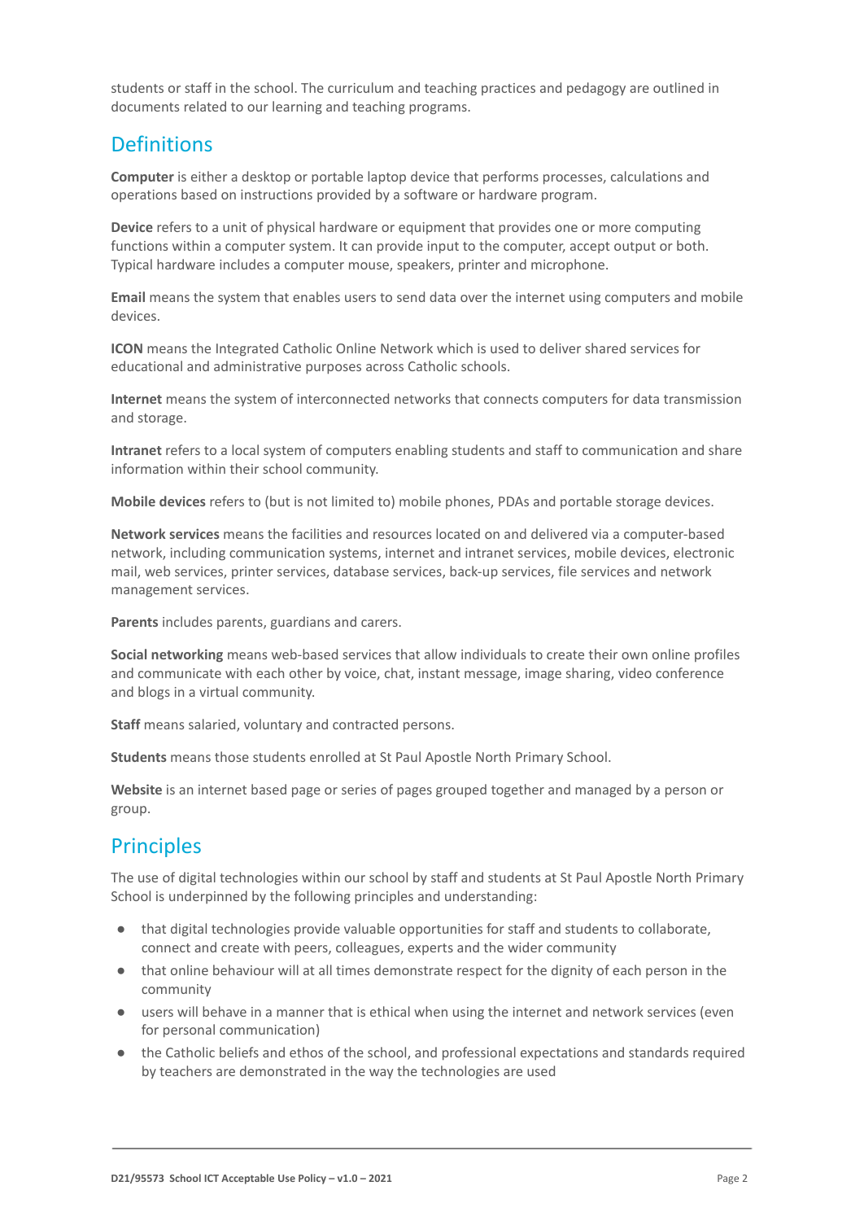students or staff in the school. The curriculum and teaching practices and pedagogy are outlined in documents related to our learning and teaching programs.

## Definitions

**Computer** is either a desktop or portable laptop device that performs processes, calculations and operations based on instructions provided by a software or hardware program.

**Device** refers to a unit of physical hardware or equipment that provides one or more computing functions within a computer system. It can provide input to the computer, accept output or both. Typical hardware includes a computer mouse, speakers, printer and microphone.

**Email** means the system that enables users to send data over the internet using computers and mobile devices.

**ICON** means the Integrated Catholic Online Network which is used to deliver shared services for educational and administrative purposes across Catholic schools.

**Internet** means the system of interconnected networks that connects computers for data transmission and storage.

**Intranet** refers to a local system of computers enabling students and staff to communication and share information within their school community.

**Mobile devices** refers to (but is not limited to) mobile phones, PDAs and portable storage devices.

**Network services** means the facilities and resources located on and delivered via a computer-based network, including communication systems, internet and intranet services, mobile devices, electronic mail, web services, printer services, database services, back-up services, file services and network management services.

**Parents** includes parents, guardians and carers.

**Social networking** means web-based services that allow individuals to create their own online profiles and communicate with each other by voice, chat, instant message, image sharing, video conference and blogs in a virtual community.

**Staff** means salaried, voluntary and contracted persons.

**Students** means those students enrolled at St Paul Apostle North Primary School.

**Website** is an internet based page or series of pages grouped together and managed by a person or group.

## Principles

The use of digital technologies within our school by staff and students at St Paul Apostle North Primary School is underpinned by the following principles and understanding:

- that digital technologies provide valuable opportunities for staff and students to collaborate, connect and create with peers, colleagues, experts and the wider community
- that online behaviour will at all times demonstrate respect for the dignity of each person in the community
- users will behave in a manner that is ethical when using the internet and network services (even for personal communication)
- the Catholic beliefs and ethos of the school, and professional expectations and standards required by teachers are demonstrated in the way the technologies are used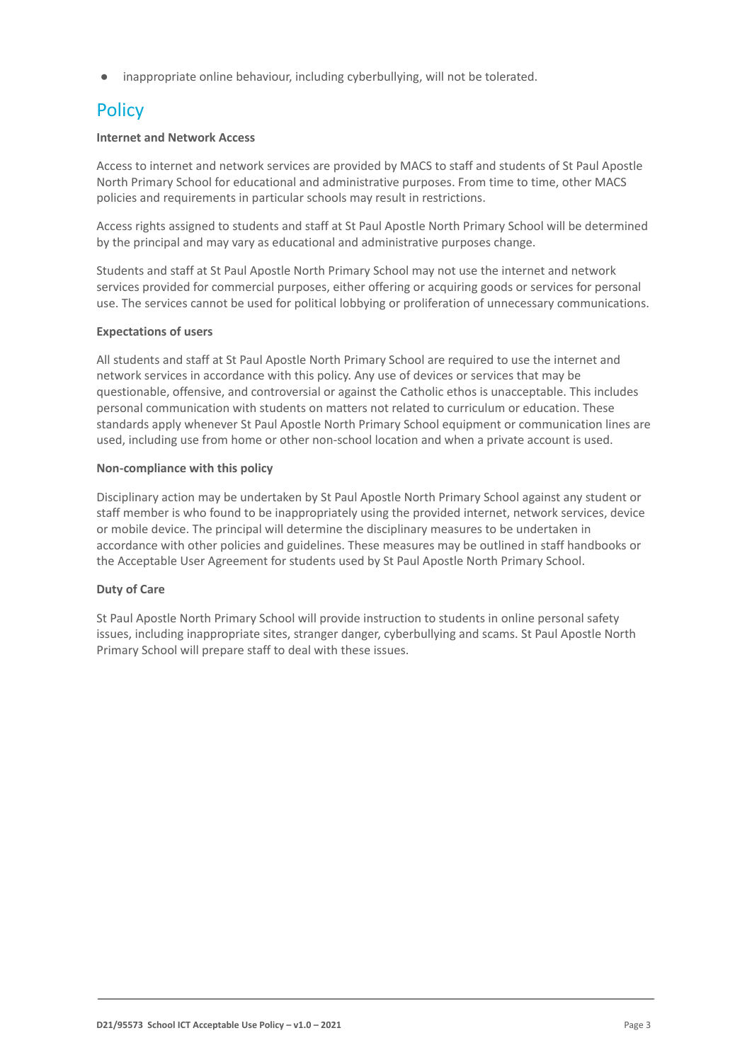- inappropriate online behaviour, including cyberbullying, will not be tolerated.

## Policy

**Internet and Network Access**

Access to internet and network services are provided by MACS to staff and students of St Paul Apostle North Primary School for educational and administrative purposes. From time to time, other MACS policies and requirements in particular schools may result in restrictions.

Access rights assigned to students and staff at St Paul Apostle North Primary School will be determined by the principal and may vary as educational and administrative purposes change.

Students and staff at St Paul Apostle North Primary School may not use the internet and network services provided for commercial purposes, either offering or acquiring goods or services for personal use. The services cannot be used for political lobbying or proliferation of unnecessary communications.

**Expectations of users**

All students and staff at St Paul Apostle North Primary School are required to use the internet and network services in accordance with this policy. Any use of devices or services that may be questionable, offensive, and controversial or against the Catholic ethos is unacceptable. This includes personal communication with students on matters not related to curriculum or education. These standards apply whenever St Paul Apostle North Primary School equipment or communication lines are used, including use from home or other non-school location and when a private account is used.

**Non-compliance with this policy**

Disciplinary action may be undertaken by St Paul Apostle North Primary School against any student or staff member is who found to be inappropriately using the provided internet, network services, device or mobile device. The principal will determine the disciplinary measures to be undertaken in accordance with other policies and guidelines. These measures may be outlined in staff handbooks or the Acceptable User Agreement for students used by St Paul Apostle North Primary School.

**Duty of Care**

St Paul Apostle North Primary School will provide instruction to students in online personal safety issues, including inappropriate sites, stranger danger, cyberbullying and scams. St Paul Apostle North Primary School will prepare staff to deal with these issues.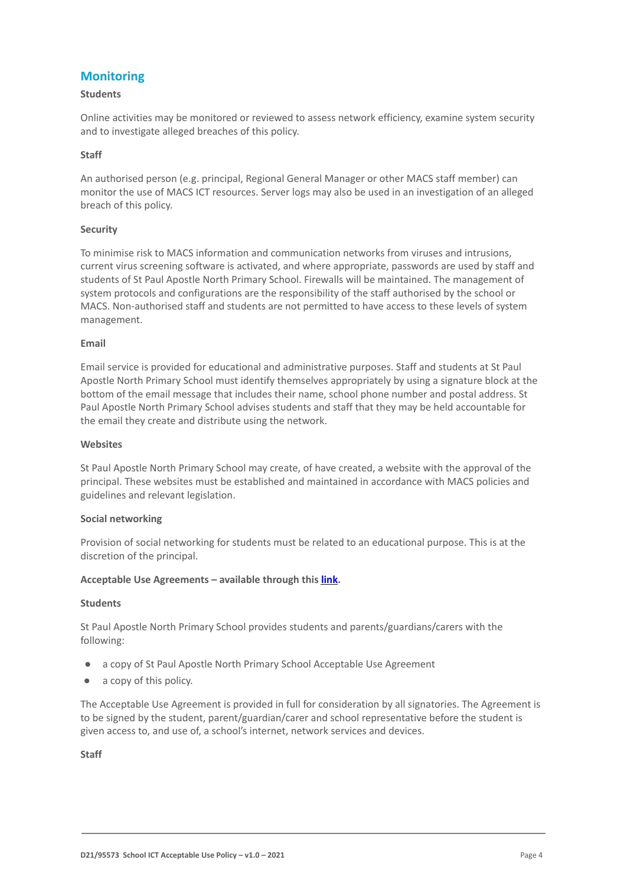## Monitoring

**Students**

Online activities may be monitored or reviewed to assess network efficiency, examine system security and to investigate alleged breaches of this policy.

**Staff**

An authorised person (e.g. principal, Regional General Manager or other MACS staff member) can monitor the use of MACS ICT resources. Server logs may also be used in an investigation of an alleged breach of this policy.

**Security**

To minimise risk to MACS information and communication networks from viruses and intrusions, current virus screening software is activated, and where appropriate, passwords are used by staff and students of St Paul Apostle North Primary School. Firewalls will be maintained. The management of system protocols and configurations are the responsibility of the staff authorised by the school or MACS. Non-authorised staff and students are not permitted to have access to these levels of system management.

**Email**

Email service is provided for educational and administrative purposes. Staff and students at St Paul Apostle North Primary School must identify themselves appropriately by using a signature block at the bottom of the email message that includes their name, school phone number and postal address. St Paul Apostle North Primary School advises students and staff that they may be held accountable for the email they create and distribute using the network.

**Websites**

St Paul Apostle North Primary School may create, of have created, a website with the approval of the principal. These websites must be established and maintained in accordance with MACS policies and guidelines and relevant legislation.

**Social networking**

Provision of social networking for students must be related to an educational purpose. This is at the discretion of the principal.

**Acceptable Use Agreements – available through this link.**

**Students**

St Paul Apostle North Primary School provides students and parents/guardians/carers with the following:

- a copy of St Paul Apostle North Primary School Acceptable Use Agreement
- a copy of this policy.

The Acceptable Use Agreement is provided in full for consideration by all signatories. The Agreement is to be signed by the student, parent/guardian/carer and school representative before the student is given access to, and use of, a school's internet, network services and devices.

**Staff**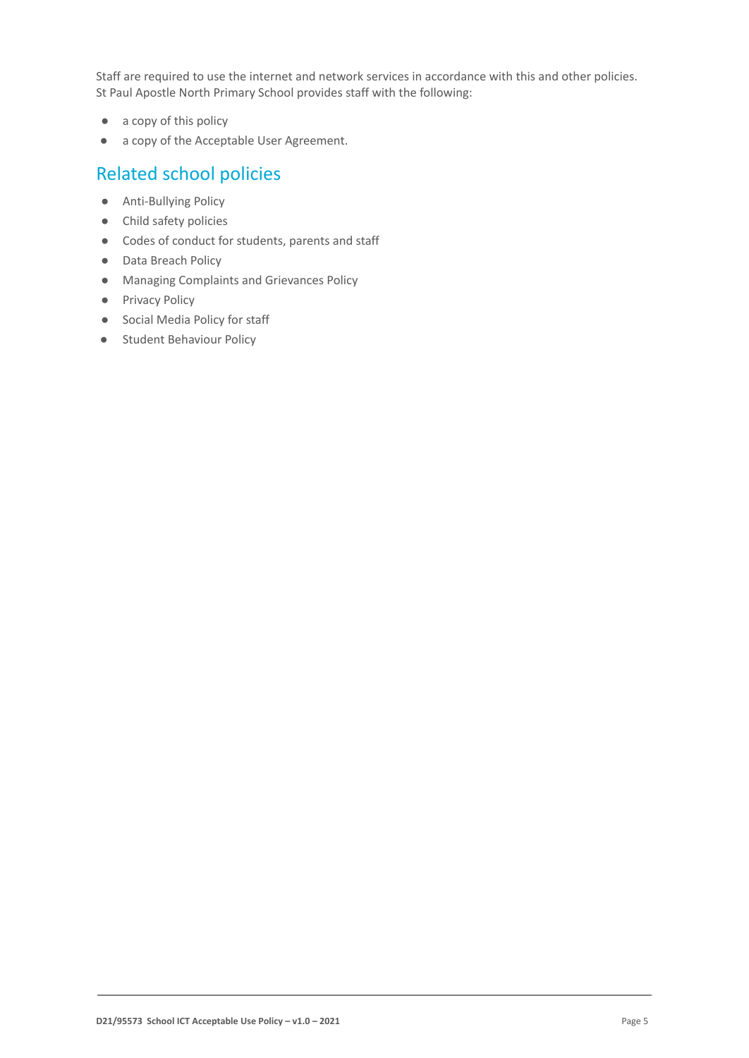Staff are required to use the internet and network services in accordance with this and other policies. St Paul Apostle North Primary School provides staff with the following:

- a copy of this policy
- a copy of the Acceptable User Agreement.

## Related school policies

- Anti-Bullying Policy
- Child safety policies
- Codes of conduct for students, parents and staff
- Data Breach Policy
- Managing Complaints and Grievances Policy
- Privacy Policy
- Social Media Policy for staff
- Student Behaviour Policy